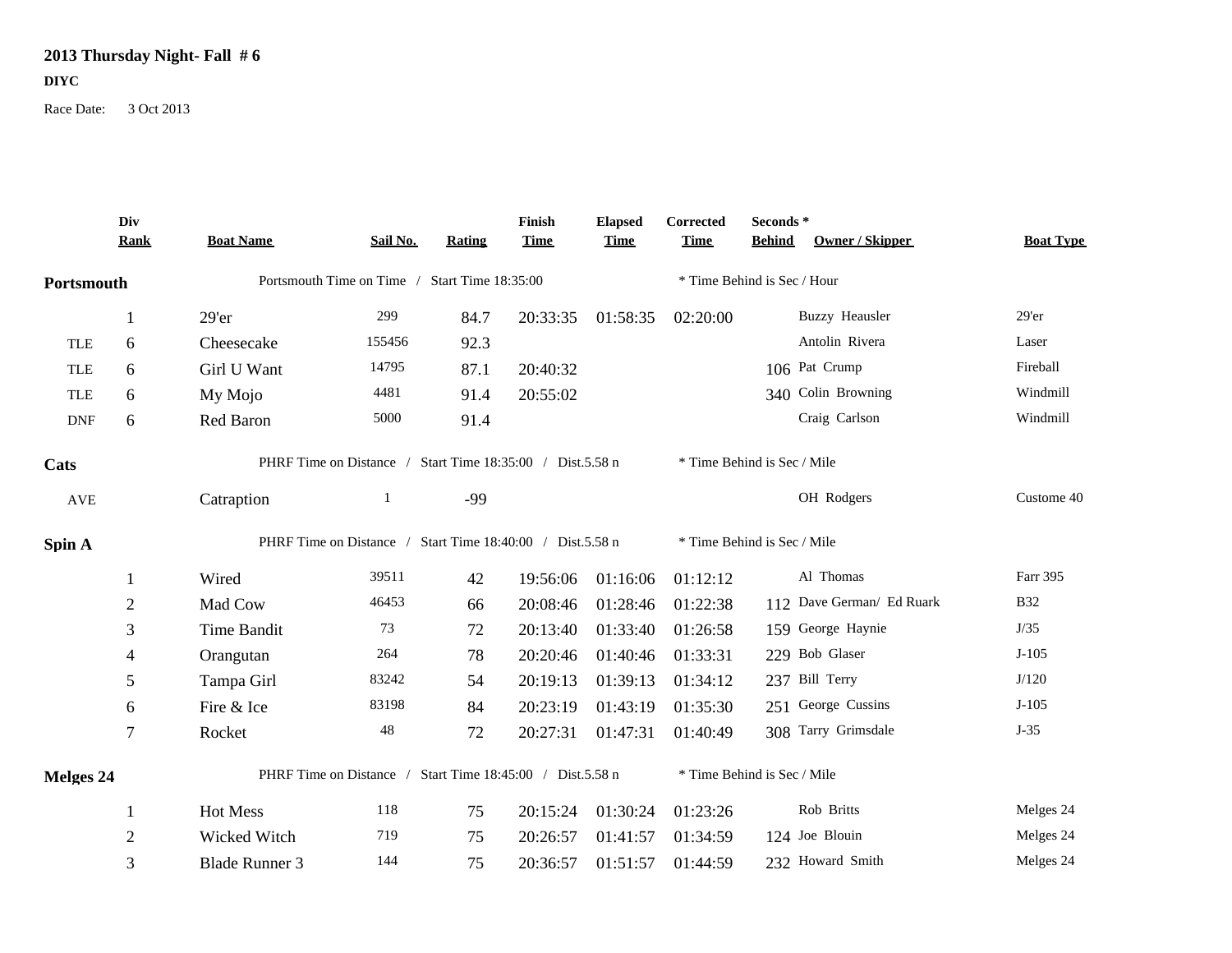**2013 Thursday Night- Fall # 6**

**DIYC**

Race Date: 3 Oct 2013

| | Div Rank | Boat Name | Sail No. | Rating | Finish Time | Elapsed Time | Corrected Time | Seconds * Behind | Owner / Skipper | Boat Type |
|---|---|---|---|---|---|---|---|---|---|---|
| **Portsmouth** | | Portsmouth Time on Time / Start Time 18:35:00 | | | | | * Time Behind is Sec / Hour | | | |
| | 1 | 29'er | 299 | 84.7 | 20:33:35 | 01:58:35 | 02:20:00 | | Buzzy Heausler | 29'er |
| TLE | 6 | Cheesecake | 155456 | 92.3 | | | | | Antolin Rivera | Laser |
| TLE | 6 | Girl U Want | 14795 | 87.1 | 20:40:32 | | | 106 | Pat Crump | Fireball |
| TLE | 6 | My Mojo | 4481 | 91.4 | 20:55:02 | | | 340 | Colin Browning | Windmill |
| DNF | 6 | Red Baron | 5000 | 91.4 | | | | | Craig Carlson | Windmill |
| **Cats** | | PHRF Time on Distance / Start Time 18:35:00 / Dist.5.58 n | | | | | * Time Behind is Sec / Mile | | | |
| AVE | | Catraption | 1 | -99 | | | | | OH Rodgers | Custome 40 |
| **Spin A** | | PHRF Time on Distance / Start Time 18:40:00 / Dist.5.58 n | | | | | * Time Behind is Sec / Mile | | | |
| | 1 | Wired | 39511 | 42 | 19:56:06 | 01:16:06 | 01:12:12 | | Al Thomas | Farr 395 |
| | 2 | Mad Cow | 46453 | 66 | 20:08:46 | 01:28:46 | 01:22:38 | 112 | Dave German/ Ed Ruark | B32 |
| | 3 | Time Bandit | 73 | 72 | 20:13:40 | 01:33:40 | 01:26:58 | 159 | George Haynie | J/35 |
| | 4 | Orangutan | 264 | 78 | 20:20:46 | 01:40:46 | 01:33:31 | 229 | Bob Glaser | J-105 |
| | 5 | Tampa Girl | 83242 | 54 | 20:19:13 | 01:39:13 | 01:34:12 | 237 | Bill Terry | J/120 |
| | 6 | Fire & Ice | 83198 | 84 | 20:23:19 | 01:43:19 | 01:35:30 | 251 | George Cussins | J-105 |
| | 7 | Rocket | 48 | 72 | 20:27:31 | 01:47:31 | 01:40:49 | 308 | Tarry Grimsdale | J-35 |
| **Melges 24** | | PHRF Time on Distance / Start Time 18:45:00 / Dist.5.58 n | | | | | * Time Behind is Sec / Mile | | | |
| | 1 | Hot Mess | 118 | 75 | 20:15:24 | 01:30:24 | 01:23:26 | | Rob Britts | Melges 24 |
| | 2 | Wicked Witch | 719 | 75 | 20:26:57 | 01:41:57 | 01:34:59 | 124 | Joe Blouin | Melges 24 |
| | 3 | Blade Runner 3 | 144 | 75 | 20:36:57 | 01:51:57 | 01:44:59 | 232 | Howard Smith | Melges 24 |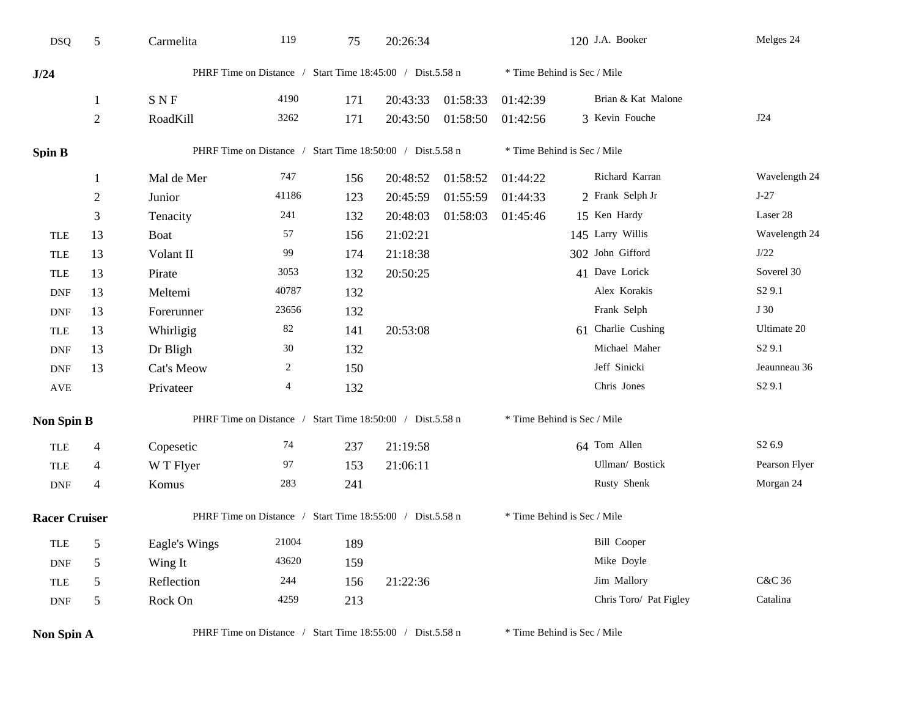| | | | | | | | | | | |
|---|---|---|---|---|---|---|---|---|---|---|
| DSQ | 5 | Carmelita | 119 | 75 | 20:26:34 | | | 120 | J.A. Booker | Melges 24 |

**J/24** PHRF Time on Distance / Start Time 18:45:00 / Dist.5.58 n * Time Behind is Sec / Mile

| | | | | | | | | | | |
|---|---|---|---|---|---|---|---|---|---|---|
| | 1 | S N F | 4190 | 171 | 20:43:33 | 01:58:33 | 01:42:39 | | Brian & Kat Malone | |
| | 2 | RoadKill | 3262 | 171 | 20:43:50 | 01:58:50 | 01:42:56 | 3 | Kevin Fouche | J24 |

**Spin B** PHRF Time on Distance / Start Time 18:50:00 / Dist.5.58 n * Time Behind is Sec / Mile

| | | | | | | | | | | |
|---|---|---|---|---|---|---|---|---|---|---|
| | 1 | Mal de Mer | 747 | 156 | 20:48:52 | 01:58:52 | 01:44:22 | | Richard Karran | Wavelength 24 |
| | 2 | Junior | 41186 | 123 | 20:45:59 | 01:55:59 | 01:44:33 | 2 | Frank Selph Jr | J-27 |
| | 3 | Tenacity | 241 | 132 | 20:48:03 | 01:58:03 | 01:45:46 | 15 | Ken Hardy | Laser 28 |
| TLE | 13 | Boat | 57 | 156 | 21:02:21 | | | 145 | Larry Willis | Wavelength 24 |
| TLE | 13 | Volant II | 99 | 174 | 21:18:38 | | | 302 | John Gifford | J/22 |
| TLE | 13 | Pirate | 3053 | 132 | 20:50:25 | | | 41 | Dave Lorick | Soverel 30 |
| DNF | 13 | Meltemi | 40787 | 132 | | | | | Alex Korakis | S2 9.1 |
| DNF | 13 | Forerunner | 23656 | 132 | | | | | Frank Selph | J 30 |
| TLE | 13 | Whirligig | 82 | 141 | 20:53:08 | | | 61 | Charlie Cushing | Ultimate 20 |
| DNF | 13 | Dr Bligh | 30 | 132 | | | | | Michael Maher | S2 9.1 |
| DNF | 13 | Cat's Meow | 2 | 150 | | | | | Jeff Sinicki | Jeaunneau 36 |
| AVE | | Privateer | 4 | 132 | | | | | Chris Jones | S2 9.1 |

**Non Spin B** PHRF Time on Distance / Start Time 18:50:00 / Dist.5.58 n * Time Behind is Sec / Mile

| | | | | | | | | | | |
|---|---|---|---|---|---|---|---|---|---|---|
| TLE | 4 | Copesetic | 74 | 237 | 21:19:58 | | | 64 | Tom Allen | S2 6.9 |
| TLE | 4 | W T Flyer | 97 | 153 | 21:06:11 | | | | Ullman/ Bostick | Pearson Flyer |
| DNF | 4 | Komus | 283 | 241 | | | | | Rusty Shenk | Morgan 24 |

**Racer Cruiser** PHRF Time on Distance / Start Time 18:55:00 / Dist.5.58 n * Time Behind is Sec / Mile

| | | | | | | | | | | |
|---|---|---|---|---|---|---|---|---|---|---|
| TLE | 5 | Eagle's Wings | 21004 | 189 | | | | | Bill Cooper | |
| DNF | 5 | Wing It | 43620 | 159 | | | | | Mike Doyle | |
| TLE | 5 | Reflection | 244 | 156 | 21:22:36 | | | | Jim Mallory | C&C 36 |
| DNF | 5 | Rock On | 4259 | 213 | | | | | Chris Toro/ Pat Figley | Catalina |

**Non Spin A** PHRF Time on Distance / Start Time 18:55:00 / Dist.5.58 n * Time Behind is Sec / Mile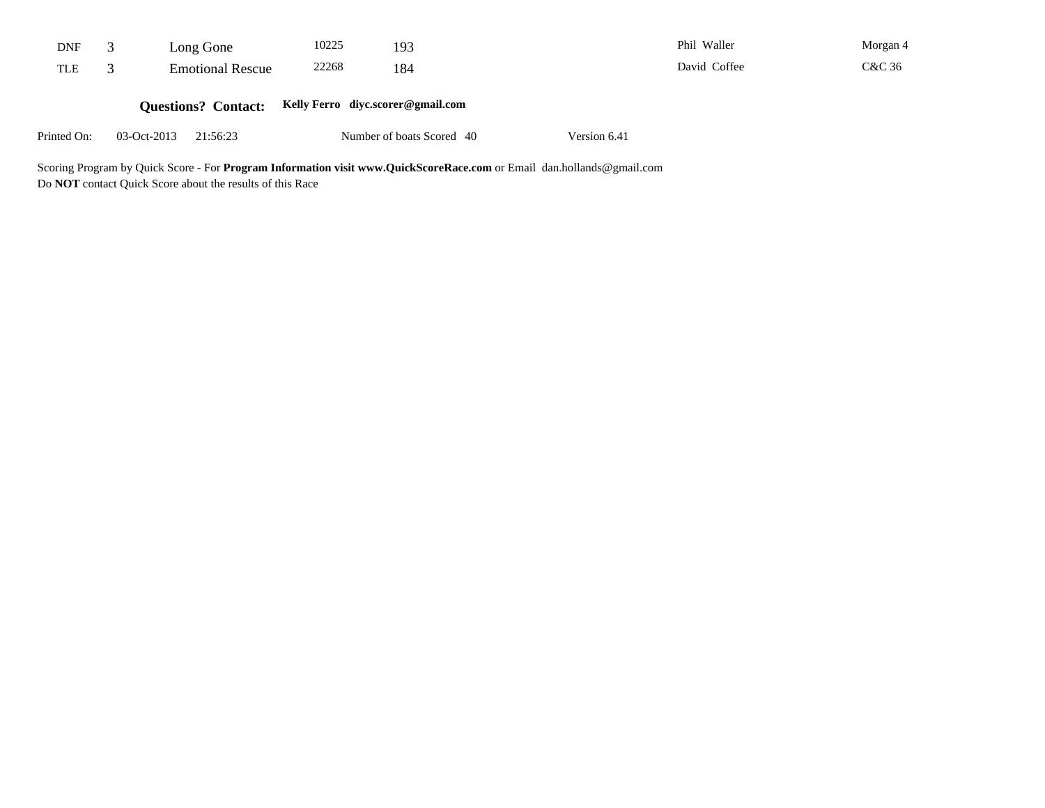| | | | | | | |
|---|---|---|---|---|---|---|
| DNF | 3 | Long Gone | 10225 | 193 | Phil Waller | Morgan 4 |
| TLE | 3 | Emotional Rescue | 22268 | 184 | David Coffee | C&C 36 |

**Questions? Contact:** **Kelly Ferro diyc.scorer@gmail.com**

Printed On: 03-Oct-2013 21:56:23 Number of boats Scored 40 Version 6.41

Scoring Program by Quick Score - For **Program Information visit www.QuickScoreRace.com** or Email dan.hollands@gmail.com
Do **NOT** contact Quick Score about the results of this Race